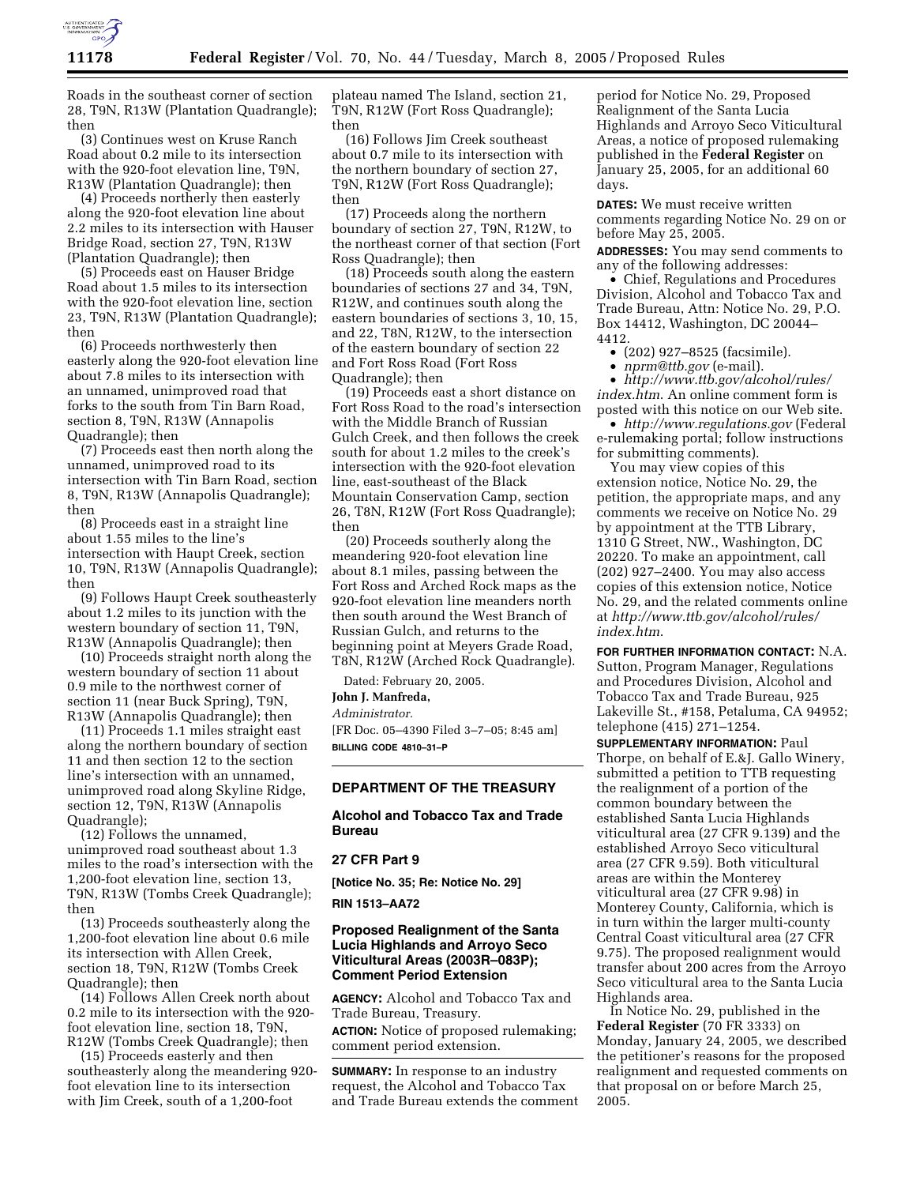Roads in the southeast corner of section 28, T9N, R13W (Plantation Quadrangle); then

(3) Continues west on Kruse Ranch Road about 0.2 mile to its intersection with the 920-foot elevation line, T9N, R13W (Plantation Quadrangle); then

(4) Proceeds northerly then easterly along the 920-foot elevation line about 2.2 miles to its intersection with Hauser Bridge Road, section 27, T9N, R13W (Plantation Quadrangle); then

(5) Proceeds east on Hauser Bridge Road about 1.5 miles to its intersection with the 920-foot elevation line, section 23, T9N, R13W (Plantation Quadrangle); then

(6) Proceeds northwesterly then easterly along the 920-foot elevation line about 7.8 miles to its intersection with an unnamed, unimproved road that forks to the south from Tin Barn Road, section 8, T9N, R13W (Annapolis Quadrangle); then

(7) Proceeds east then north along the unnamed, unimproved road to its intersection with Tin Barn Road, section 8, T9N, R13W (Annapolis Quadrangle); then

(8) Proceeds east in a straight line about 1.55 miles to the line's intersection with Haupt Creek, section 10, T9N, R13W (Annapolis Quadrangle); then

(9) Follows Haupt Creek southeasterly about 1.2 miles to its junction with the western boundary of section 11, T9N, R13W (Annapolis Quadrangle); then

(10) Proceeds straight north along the western boundary of section 11 about 0.9 mile to the northwest corner of section 11 (near Buck Spring), T9N, R13W (Annapolis Quadrangle); then

(11) Proceeds 1.1 miles straight east along the northern boundary of section 11 and then section 12 to the section line's intersection with an unnamed, unimproved road along Skyline Ridge, section 12, T9N, R13W (Annapolis Quadrangle);

(12) Follows the unnamed, unimproved road southeast about 1.3 miles to the road's intersection with the 1,200-foot elevation line, section 13, T9N, R13W (Tombs Creek Quadrangle); then

(13) Proceeds southeasterly along the 1,200-foot elevation line about 0.6 mile its intersection with Allen Creek, section 18, T9N, R12W (Tombs Creek Quadrangle); then

(14) Follows Allen Creek north about 0.2 mile to its intersection with the 920-foot elevation line, section 18, T9N, R12W (Tombs Creek Quadrangle); then

(15) Proceeds easterly and then southeasterly along the meandering 920-foot elevation line to its intersection with Jim Creek, south of a 1,200-foot plateau named The Island, section 21, T9N, R12W (Fort Ross Quadrangle); then

(16) Follows Jim Creek southeast about 0.7 mile to its intersection with the northern boundary of section 27, T9N, R12W (Fort Ross Quadrangle); then

(17) Proceeds along the northern boundary of section 27, T9N, R12W, to the northeast corner of that section (Fort Ross Quadrangle); then

(18) Proceeds south along the eastern boundaries of sections 27 and 34, T9N, R12W, and continues south along the eastern boundaries of sections 3, 10, 15, and 22, T8N, R12W, to the intersection of the eastern boundary of section 22 and Fort Ross Road (Fort Ross Quadrangle); then

(19) Proceeds east a short distance on Fort Ross Road to the road's intersection with the Middle Branch of Russian Gulch Creek, and then follows the creek south for about 1.2 miles to the creek's intersection with the 920-foot elevation line, east-southeast of the Black Mountain Conservation Camp, section 26, T8N, R12W (Fort Ross Quadrangle); then

(20) Proceeds southerly along the meandering 920-foot elevation line about 8.1 miles, passing between the Fort Ross and Arched Rock maps as the 920-foot elevation line meanders north then south around the West Branch of Russian Gulch, and returns to the beginning point at Meyers Grade Road, T8N, R12W (Arched Rock Quadrangle).

Dated: February 20, 2005.

**John J. Manfreda,**

*Administrator.*

[FR Doc. 05–4390 Filed 3–7–05; 8:45 am]

**BILLING CODE 4810–31–P**

## DEPARTMENT OF THE TREASURY

### Alcohol and Tobacco Tax and Trade Bureau

**27 CFR Part 9**

**[Notice No. 35; Re: Notice No. 29]**

**RIN 1513–AA72**

### Proposed Realignment of the Santa Lucia Highlands and Arroyo Seco Viticultural Areas (2003R–083P); Comment Period Extension

**AGENCY:** Alcohol and Tobacco Tax and Trade Bureau, Treasury.

**ACTION:** Notice of proposed rulemaking; comment period extension.

**SUMMARY:** In response to an industry request, the Alcohol and Tobacco Tax and Trade Bureau extends the comment period for Notice No. 29, Proposed Realignment of the Santa Lucia Highlands and Arroyo Seco Viticultural Areas, a notice of proposed rulemaking published in the **Federal Register** on January 25, 2005, for an additional 60 days.

**DATES:** We must receive written comments regarding Notice No. 29 on or before May 25, 2005.

**ADDRESSES:** You may send comments to any of the following addresses:

- Chief, Regulations and Procedures Division, Alcohol and Tobacco Tax and Trade Bureau, Attn: Notice No. 29, P.O. Box 14412, Washington, DC 20044–4412.
- (202) 927–8525 (facsimile).
- *nprm@ttb.gov* (e-mail).
- *http://www.ttb.gov/alcohol/rules/index.htm*. An online comment form is posted with this notice on our Web site.
- *http://www.regulations.gov* (Federal e-rulemaking portal; follow instructions for submitting comments).

You may view copies of this extension notice, Notice No. 29, the petition, the appropriate maps, and any comments we receive on Notice No. 29 by appointment at the TTB Library, 1310 G Street, NW., Washington, DC 20220. To make an appointment, call (202) 927–2400. You may also access copies of this extension notice, Notice No. 29, and the related comments online at *http://www.ttb.gov/alcohol/rules/index.htm*.

**FOR FURTHER INFORMATION CONTACT:** N.A. Sutton, Program Manager, Regulations and Procedures Division, Alcohol and Tobacco Tax and Trade Bureau, 925 Lakeville St., #158, Petaluma, CA 94952; telephone (415) 271–1254.

**SUPPLEMENTARY INFORMATION:** Paul Thorpe, on behalf of E.&J. Gallo Winery, submitted a petition to TTB requesting the realignment of a portion of the common boundary between the established Santa Lucia Highlands viticultural area (27 CFR 9.139) and the established Arroyo Seco viticultural area (27 CFR 9.59). Both viticultural areas are within the Monterey viticultural area (27 CFR 9.98) in Monterey County, California, which is in turn within the larger multi-county Central Coast viticultural area (27 CFR 9.75). The proposed realignment would transfer about 200 acres from the Arroyo Seco viticultural area to the Santa Lucia Highlands area.

In Notice No. 29, published in the **Federal Register** (70 FR 3333) on Monday, January 24, 2005, we described the petitioner's reasons for the proposed realignment and requested comments on that proposal on or before March 25, 2005.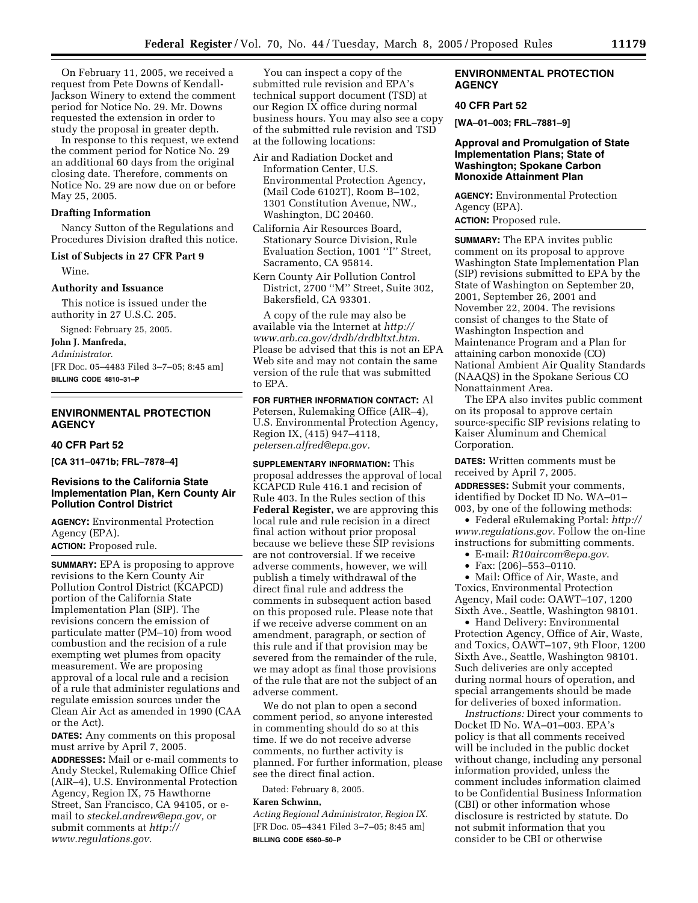On February 11, 2005, we received a request from Pete Downs of Kendall-Jackson Winery to extend the comment period for Notice No. 29. Mr. Downs requested the extension in order to study the proposal in greater depth.

In response to this request, we extend the comment period for Notice No. 29 an additional 60 days from the original closing date. Therefore, comments on Notice No. 29 are now due on or before May 25, 2005.

### Drafting Information

Nancy Sutton of the Regulations and Procedures Division drafted this notice.

### List of Subjects in 27 CFR Part 9

Wine.

### Authority and Issuance

This notice is issued under the authority in 27 U.S.C. 205.

Signed: February 25, 2005.

**John J. Manfreda,**

*Administrator.*

[FR Doc. 05–4483 Filed 3–7–05; 8:45 am]

**BILLING CODE 4810–31–P**

---

## ENVIRONMENTAL PROTECTION AGENCY

### 40 CFR Part 52

**[CA 311–0471b; FRL–7878–4]**

### Revisions to the California State Implementation Plan, Kern County Air Pollution Control District

**AGENCY:** Environmental Protection Agency (EPA).

**ACTION:** Proposed rule.

**SUMMARY:** EPA is proposing to approve revisions to the Kern County Air Pollution Control District (KCAPCD) portion of the California State Implementation Plan (SIP). The revisions concern the emission of particulate matter (PM–10) from wood combustion and the recision of a rule exempting wet plumes from opacity measurement. We are proposing approval of a local rule and a recision of a rule that administer regulations and regulate emission sources under the Clean Air Act as amended in 1990 (CAA or the Act).

**DATES:** Any comments on this proposal must arrive by April 7, 2005.

**ADDRESSES:** Mail or e-mail comments to Andy Steckel, Rulemaking Office Chief (AIR–4), U.S. Environmental Protection Agency, Region IX, 75 Hawthorne Street, San Francisco, CA 94105, or e-mail to *steckel.andrew@epa.gov,* or submit comments at *http://www.regulations.gov.*

You can inspect a copy of the submitted rule revision and EPA's technical support document (TSD) at our Region IX office during normal business hours. You may also see a copy of the submitted rule revision and TSD at the following locations:

Air and Radiation Docket and Information Center, U.S. Environmental Protection Agency, (Mail Code 6102T), Room B–102, 1301 Constitution Avenue, NW., Washington, DC 20460.

California Air Resources Board, Stationary Source Division, Rule Evaluation Section, 1001 ''I'' Street, Sacramento, CA 95814.

Kern County Air Pollution Control District, 2700 ''M'' Street, Suite 302, Bakersfield, CA 93301.

A copy of the rule may also be available via the Internet at *http://www.arb.ca.gov/drdb/drdbltxt.htm.* Please be advised that this is not an EPA Web site and may not contain the same version of the rule that was submitted to EPA.

**FOR FURTHER INFORMATION CONTACT:** Al Petersen, Rulemaking Office (AIR–4), U.S. Environmental Protection Agency, Region IX, (415) 947–4118, *petersen.alfred@epa.gov.*

**SUPPLEMENTARY INFORMATION:** This proposal addresses the approval of local KCAPCD Rule 416.1 and recision of Rule 403. In the Rules section of this **Federal Register,** we are approving this local rule and rule recision in a direct final action without prior proposal because we believe these SIP revisions are not controversial. If we receive adverse comments, however, we will publish a timely withdrawal of the direct final rule and address the comments in subsequent action based on this proposed rule. Please note that if we receive adverse comment on an amendment, paragraph, or section of this rule and if that provision may be severed from the remainder of the rule, we may adopt as final those provisions of the rule that are not the subject of an adverse comment.

We do not plan to open a second comment period, so anyone interested in commenting should do so at this time. If we do not receive adverse comments, no further activity is planned. For further information, please see the direct final action.

Dated: February 8, 2005.

**Karen Schwinn,**

*Acting Regional Administrator, Region IX.*

[FR Doc. 05–4341 Filed 3–7–05; 8:45 am]

**BILLING CODE 6560–50–P**

---

## ENVIRONMENTAL PROTECTION AGENCY

### 40 CFR Part 52

**[WA–01–003; FRL–7881–9]**

### Approval and Promulgation of State Implementation Plans; State of Washington; Spokane Carbon Monoxide Attainment Plan

**AGENCY:** Environmental Protection Agency (EPA).

**ACTION:** Proposed rule.

**SUMMARY:** The EPA invites public comment on its proposal to approve Washington State Implementation Plan (SIP) revisions submitted to EPA by the State of Washington on September 20, 2001, September 26, 2001 and November 22, 2004. The revisions consist of changes to the State of Washington Inspection and Maintenance Program and a Plan for attaining carbon monoxide (CO) National Ambient Air Quality Standards (NAAQS) in the Spokane Serious CO Nonattainment Area.

The EPA also invites public comment on its proposal to approve certain source-specific SIP revisions relating to Kaiser Aluminum and Chemical Corporation.

**DATES:** Written comments must be received by April 7, 2005.

**ADDRESSES:** Submit your comments, identified by Docket ID No. WA–01–003, by one of the following methods:

- Federal eRulemaking Portal: *http://www.regulations.gov*. Follow the on-line instructions for submitting comments.
- E-mail: *R10aircom@epa.gov*.
- Fax: (206)–553–0110.
- Mail: Office of Air, Waste, and Toxics, Environmental Protection Agency, Mail code: OAWT–107, 1200 Sixth Ave., Seattle, Washington 98101.
- Hand Delivery: Environmental Protection Agency, Office of Air, Waste, and Toxics, OAWT–107, 9th Floor, 1200 Sixth Ave., Seattle, Washington 98101. Such deliveries are only accepted during normal hours of operation, and special arrangements should be made for deliveries of boxed information.

*Instructions:* Direct your comments to Docket ID No. WA–01–003. EPA's policy is that all comments received will be included in the public docket without change, including any personal information provided, unless the comment includes information claimed to be Confidential Business Information (CBI) or other information whose disclosure is restricted by statute. Do not submit information that you consider to be CBI or otherwise